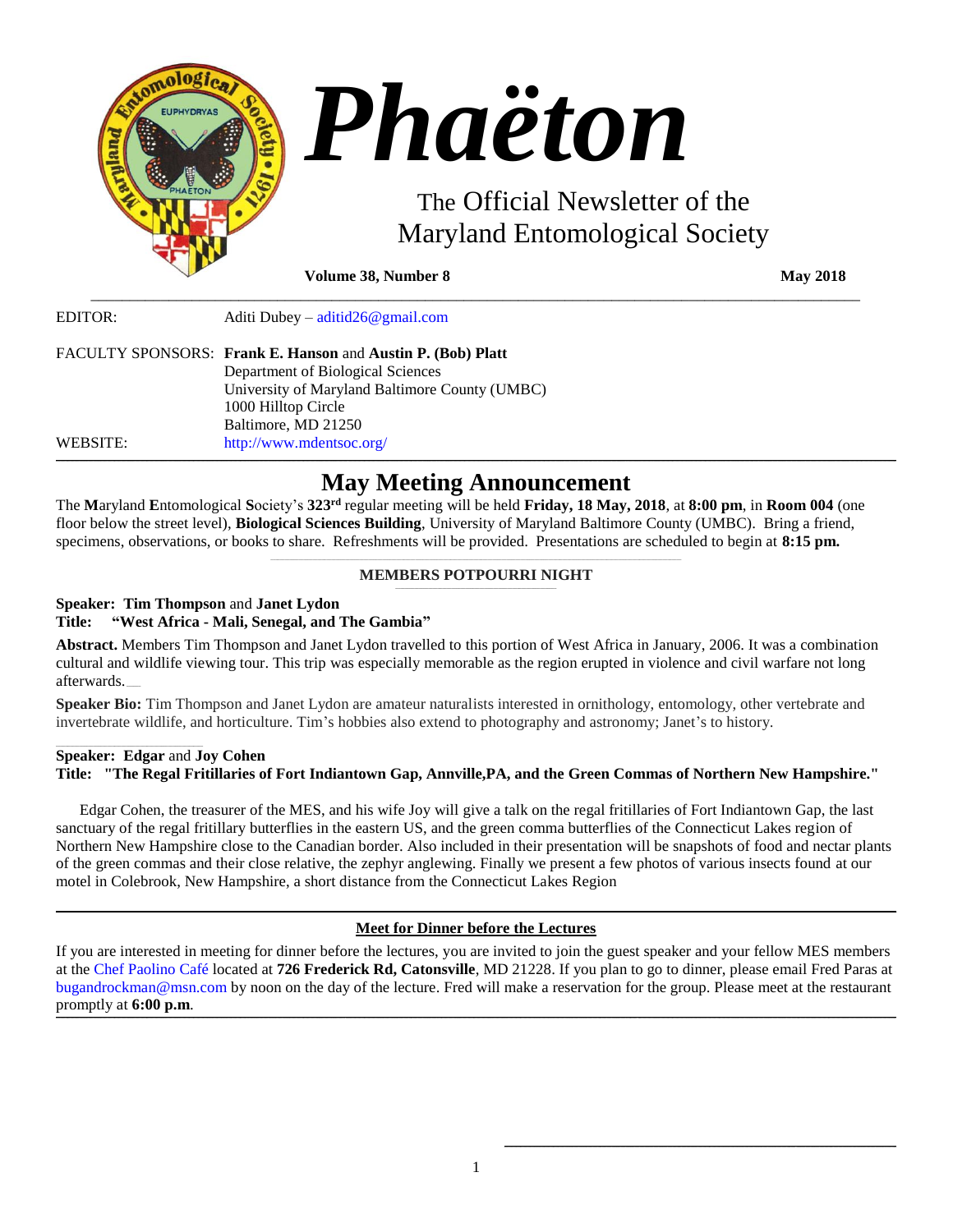# Phaëton

The Official Newsletter of the Maryland Entomological Society

**Volume 38, Number 8** **May 2018**

EDITOR: Aditi Dubey – aditid26@gmail.com

FACULTY SPONSORS: **Frank E. Hanson** and **Austin P. (Bob) Platt**
Department of Biological Sciences
University of Maryland Baltimore County (UMBC)
1000 Hilltop Circle
Baltimore, MD 21250

WEBSITE: http://www.mdentsoc.org/

## May Meeting Announcement

The **M**aryland **E**ntomological **S**ociety's **323rd** regular meeting will be held **Friday, 18 May, 2018**, at **8:00 pm**, in **Room 004** (one floor below the street level), **Biological Sciences Building**, University of Maryland Baltimore County (UMBC). Bring a friend, specimens, observations, or books to share. Refreshments will be provided. Presentations are scheduled to begin at **8:15 pm.**

**MEMBERS POTPOURRI NIGHT**

**Speaker: Tim Thompson** and **Janet Lydon**
**Title: "West Africa - Mali, Senegal, and The Gambia"**

**Abstract.** Members Tim Thompson and Janet Lydon travelled to this portion of West Africa in January, 2006. It was a combination cultural and wildlife viewing tour. This trip was especially memorable as the region erupted in violence and civil warfare not long afterwards.

**Speaker Bio:** Tim Thompson and Janet Lydon are amateur naturalists interested in ornithology, entomology, other vertebrate and invertebrate wildlife, and horticulture. Tim's hobbies also extend to photography and astronomy; Janet's to history.

**Speaker: Edgar** and **Joy Cohen**
**Title: "The Regal Fritillaries of Fort Indiantown Gap, Annville,PA, and the Green Commas of Northern New Hampshire."**

Edgar Cohen, the treasurer of the MES, and his wife Joy will give a talk on the regal fritillaries of Fort Indiantown Gap, the last sanctuary of the regal fritillary butterflies in the eastern US, and the green comma butterflies of the Connecticut Lakes region of Northern New Hampshire close to the Canadian border. Also included in their presentation will be snapshots of food and nectar plants of the green commas and their close relative, the zephyr anglewing. Finally we present a few photos of various insects found at our motel in Colebrook, New Hampshire, a short distance from the Connecticut Lakes Region

**Meet for Dinner before the Lectures**

If you are interested in meeting for dinner before the lectures, you are invited to join the guest speaker and your fellow MES members at the Chef Paolino Café located at **726 Frederick Rd, Catonsville**, MD 21228. If you plan to go to dinner, please email Fred Paras at bugandrockman@msn.com by noon on the day of the lecture. Fred will make a reservation for the group. Please meet at the restaurant promptly at **6:00 p.m**.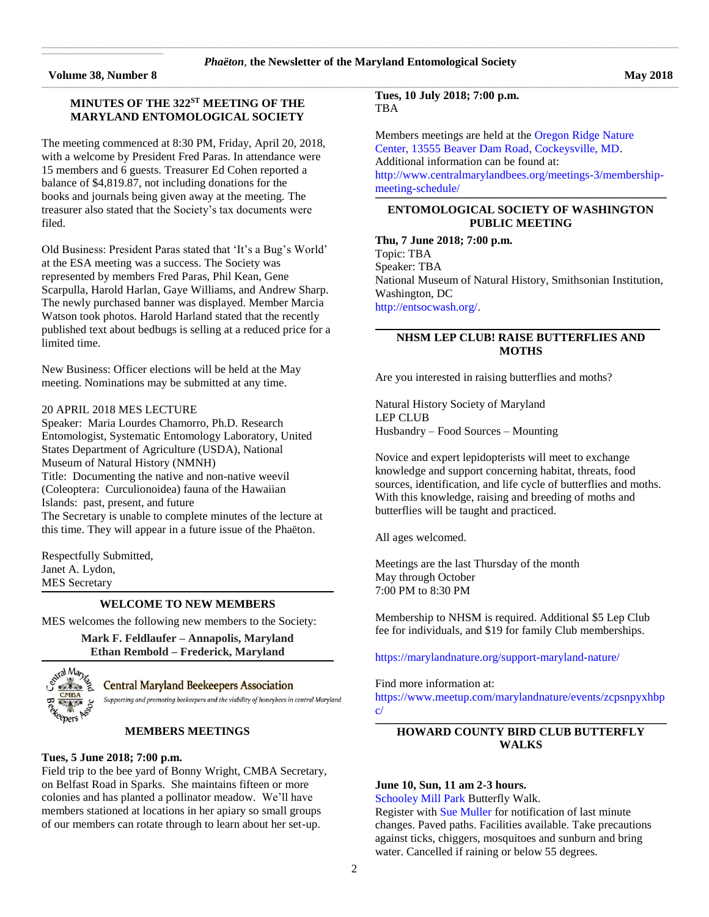## MINUTES OF THE 322ST MEETING OF THE MARYLAND ENTOMOLOGICAL SOCIETY

The meeting commenced at 8:30 PM, Friday, April 20, 2018, with a welcome by President Fred Paras. In attendance were 15 members and 6 guests. Treasurer Ed Cohen reported a balance of $4,819.87, not including donations for the books and journals being given away at the meeting. The treasurer also stated that the Society's tax documents were filed.

Old Business: President Paras stated that 'It's a Bug's World' at the ESA meeting was a success. The Society was represented by members Fred Paras, Phil Kean, Gene Scarpulla, Harold Harlan, Gaye Williams, and Andrew Sharp. The newly purchased banner was displayed. Member Marcia Watson took photos. Harold Harland stated that the recently published text about bedbugs is selling at a reduced price for a limited time.

New Business: Officer elections will be held at the May meeting. Nominations may be submitted at any time.

20 APRIL 2018 MES LECTURE
Speaker: Maria Lourdes Chamorro, Ph.D. Research Entomologist, Systematic Entomology Laboratory, United States Department of Agriculture (USDA), National Museum of Natural History (NMNH)
Title: Documenting the native and non-native weevil (Coleoptera: Curculionoidea) fauna of the Hawaiian Islands: past, present, and future
The Secretary is unable to complete minutes of the lecture at this time. They will appear in a future issue of the Phaëton.

Respectfully Submitted,
Janet A. Lydon,
MES Secretary

## WELCOME TO NEW MEMBERS

MES welcomes the following new members to the Society:

**Mark F. Feldlaufer – Annapolis, Maryland**
**Ethan Rembold – Frederick, Maryland**

## Central Maryland Beekeepers Association

*Supporting and promoting beekeepers and the viability of honeybees in central Maryland*

### MEMBERS MEETINGS

**Tues, 5 June 2018; 7:00 p.m.**
Field trip to the bee yard of Bonny Wright, CMBA Secretary, on Belfast Road in Sparks. She maintains fifteen or more colonies and has planted a pollinator meadow. We'll have members stationed at locations in her apiary so small groups of our members can rotate through to learn about her set-up.

**Tues, 10 July 2018; 7:00 p.m.**
TBA

Members meetings are held at the Oregon Ridge Nature Center, 13555 Beaver Dam Road, Cockeysville, MD. Additional information can be found at: http://www.centralmarylandbees.org/meetings-3/membership-meeting-schedule/

## ENTOMOLOGICAL SOCIETY OF WASHINGTON PUBLIC MEETING

**Thu, 7 June 2018; 7:00 p.m.**
Topic: TBA
Speaker: TBA
National Museum of Natural History, Smithsonian Institution, Washington, DC
http://entsocwash.org/.

## NHSM LEP CLUB! RAISE BUTTERFLIES AND MOTHS

Are you interested in raising butterflies and moths?

Natural History Society of Maryland
LEP CLUB
Husbandry – Food Sources – Mounting

Novice and expert lepidopterists will meet to exchange knowledge and support concerning habitat, threats, food sources, identification, and life cycle of butterflies and moths. With this knowledge, raising and breeding of moths and butterflies will be taught and practiced.

All ages welcomed.

Meetings are the last Thursday of the month
May through October
7:00 PM to 8:30 PM

Membership to NHSM is required. Additional $5 Lep Club fee for individuals, and $19 for family Club memberships.

https://marylandnature.org/support-maryland-nature/

Find more information at:
https://www.meetup.com/marylandnature/events/zcpsnpyxhbpc/

## HOWARD COUNTY BIRD CLUB BUTTERFLY WALKS

**June 10, Sun, 11 am 2-3 hours.**
Schooley Mill Park Butterfly Walk.
Register with Sue Muller for notification of last minute changes. Paved paths. Facilities available. Take precautions against ticks, chiggers, mosquitoes and sunburn and bring water. Cancelled if raining or below 55 degrees.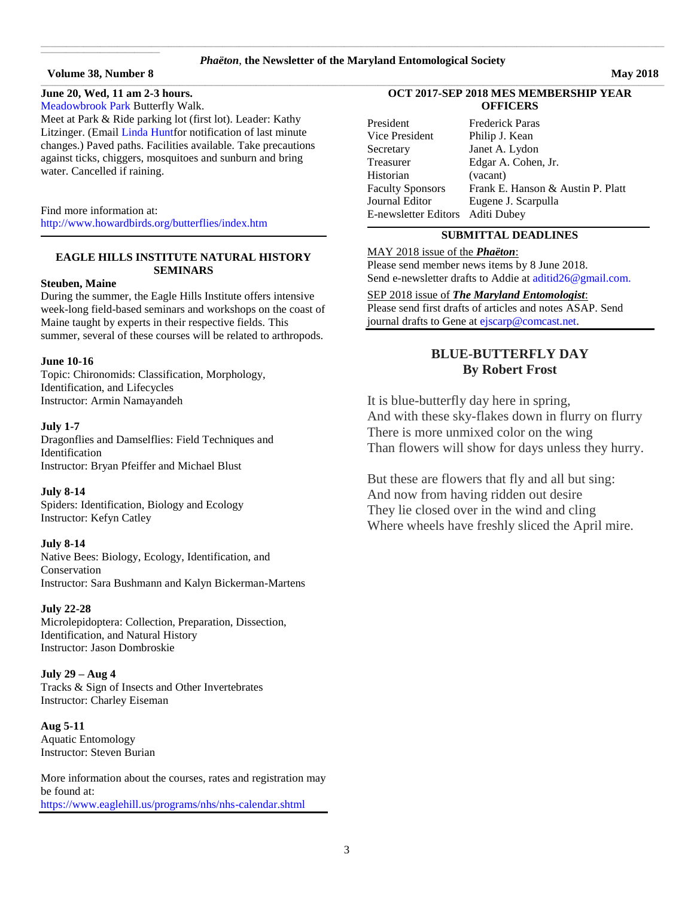**June 20, Wed, 11 am 2-3 hours.**

Meadowbrook Park Butterfly Walk.

Meet at Park & Ride parking lot (first lot). Leader: Kathy Litzinger. (Email Linda Huntfor notification of last minute changes.) Paved paths. Facilities available. Take precautions against ticks, chiggers, mosquitoes and sunburn and bring water. Cancelled if raining.

Find more information at:
http://www.howardbirds.org/butterflies/index.htm

## EAGLE HILLS INSTITUTE NATURAL HISTORY SEMINARS

**Steuben, Maine**

During the summer, the Eagle Hills Institute offers intensive week-long field-based seminars and workshops on the coast of Maine taught by experts in their respective fields. This summer, several of these courses will be related to arthropods.

**June 10-16**
Topic: Chironomids: Classification, Morphology, Identification, and Lifecycles
Instructor: Armin Namayandeh

**July 1-7**
Dragonflies and Damselflies: Field Techniques and Identification
Instructor: Bryan Pfeiffer and Michael Blust

**July 8-14**
Spiders: Identification, Biology and Ecology
Instructor: Kefyn Catley

**July 8-14**
Native Bees: Biology, Ecology, Identification, and Conservation
Instructor: Sara Bushmann and Kalyn Bickerman-Martens

**July 22-28**
Microlepidoptera: Collection, Preparation, Dissection, Identification, and Natural History
Instructor: Jason Dombroskie

**July 29 – Aug 4**
Tracks & Sign of Insects and Other Invertebrates
Instructor: Charley Eiseman

**Aug 5-11**
Aquatic Entomology
Instructor: Steven Burian

More information about the courses, rates and registration may be found at:
https://www.eaglehill.us/programs/nhs/nhs-calendar.shtml

## OCT 2017-SEP 2018 MES MEMBERSHIP YEAR OFFICERS

| | |
|---|---|
| President | Frederick Paras |
| Vice President | Philip J. Kean |
| Secretary | Janet A. Lydon |
| Treasurer | Edgar A. Cohen, Jr. |
| Historian | (vacant) |
| Faculty Sponsors | Frank E. Hanson & Austin P. Platt |
| Journal Editor | Eugene J. Scarpulla |
| E-newsletter Editors | Aditi Dubey |

## SUBMITTAL DEADLINES

MAY 2018 issue of the ***Phaëton***:
Please send member news items by 8 June 2018.
Send e-newsletter drafts to Addie at aditid26@gmail.com.

SEP 2018 issue of ***The Maryland Entomologist***:
Please send first drafts of articles and notes ASAP. Send journal drafts to Gene at ejscarp@comcast.net.

## BLUE-BUTTERFLY DAY
## By Robert Frost

It is blue-butterfly day here in spring,
And with these sky-flakes down in flurry on flurry
There is more unmixed color on the wing
Than flowers will show for days unless they hurry.

But these are flowers that fly and all but sing:
And now from having ridden out desire
They lie closed over in the wind and cling
Where wheels have freshly sliced the April mire.